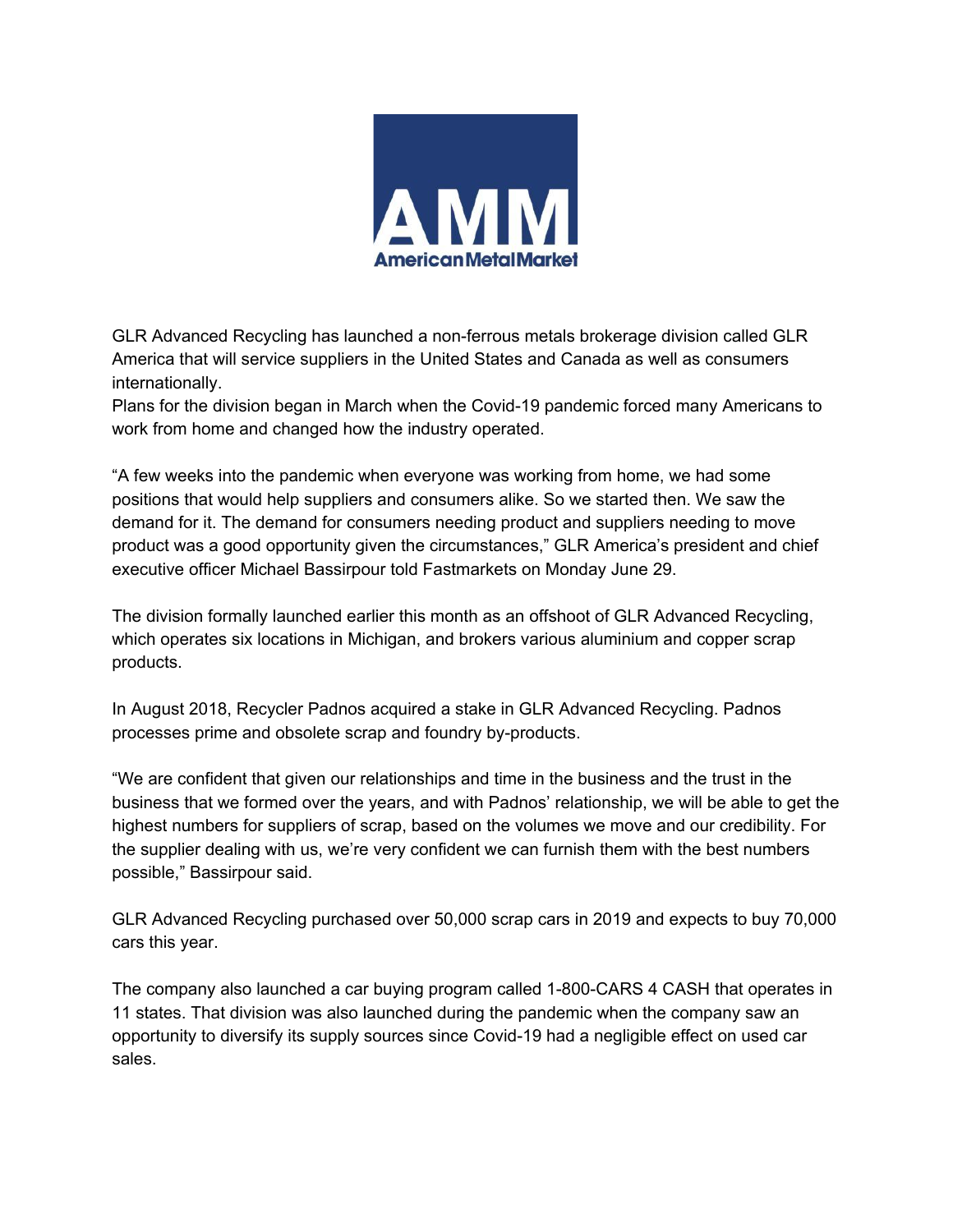AMM

American Metal Market

GLR Advanced Recycling has launched a non-ferrous metals brokerage division called GLR America that will service suppliers in the United States and Canada as well as consumers internationally.
Plans for the division began in March when the Covid-19 pandemic forced many Americans to work from home and changed how the industry operated.

"A few weeks into the pandemic when everyone was working from home, we had some positions that would help suppliers and consumers alike. So we started then. We saw the demand for it. The demand for consumers needing product and suppliers needing to move product was a good opportunity given the circumstances," GLR America's president and chief executive officer Michael Bassirpour told Fastmarkets on Monday June 29.

The division formally launched earlier this month as an offshoot of GLR Advanced Recycling, which operates six locations in Michigan, and brokers various aluminium and copper scrap products.

In August 2018, Recycler Padnos acquired a stake in GLR Advanced Recycling. Padnos processes prime and obsolete scrap and foundry by-products.

"We are confident that given our relationships and time in the business and the trust in the business that we formed over the years, and with Padnos' relationship, we will be able to get the highest numbers for suppliers of scrap, based on the volumes we move and our credibility. For the supplier dealing with us, we're very confident we can furnish them with the best numbers possible," Bassirpour said.

GLR Advanced Recycling purchased over 50,000 scrap cars in 2019 and expects to buy 70,000 cars this year.

The company also launched a car buying program called 1-800-CARS 4 CASH that operates in 11 states. That division was also launched during the pandemic when the company saw an opportunity to diversify its supply sources since Covid-19 had a negligible effect on used car sales.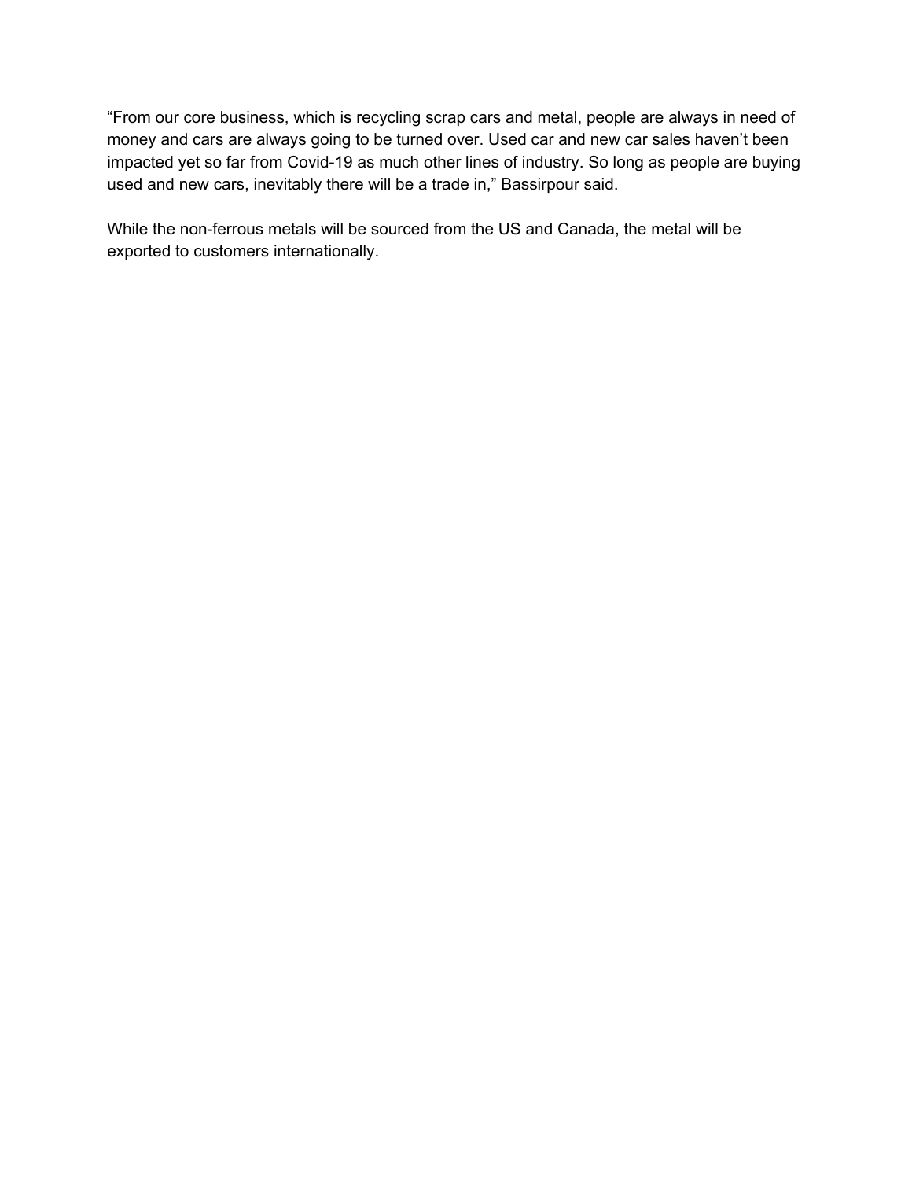"From our core business, which is recycling scrap cars and metal, people are always in need of money and cars are always going to be turned over. Used car and new car sales haven't been impacted yet so far from Covid-19 as much other lines of industry. So long as people are buying used and new cars, inevitably there will be a trade in," Bassirpour said.

While the non-ferrous metals will be sourced from the US and Canada, the metal will be exported to customers internationally.